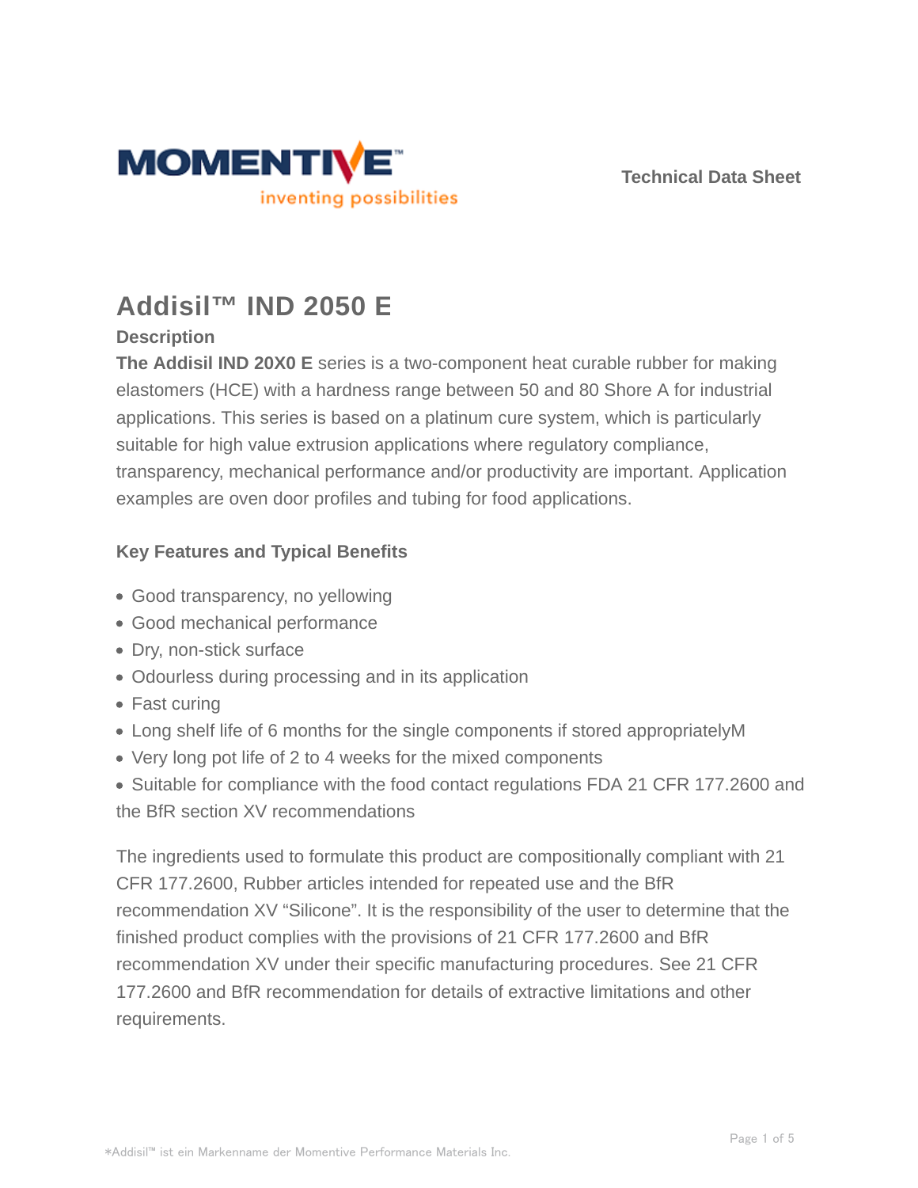# Addisil™ IND 2050 E

### Description

**The Addisil IND 20X0 E** series is a two-component heat curable rubber for making elastomers (HCE) with a hardness range between 50 and 80 Shore A for industrial applications. This series is based on a platinum cure system, which is particularly suitable for high value extrusion applications where regulatory compliance, transparency, mechanical performance and/or productivity are important. Application examples are oven door profiles and tubing for food applications.

### Key Features and Typical Benefits

- Good transparency, no yellowing
- Good mechanical performance
- Dry, non-stick surface
- Odourless during processing and in its application
- Fast curing
- Long shelf life of 6 months for the single components if stored appropriatelyM
- Very long pot life of 2 to 4 weeks for the mixed components
- Suitable for compliance with the food contact regulations FDA 21 CFR 177.2600 and the BfR section XV recommendations

The ingredients used to formulate this product are compositionally compliant with 21 CFR 177.2600, Rubber articles intended for repeated use and the BfR recommendation XV "Silicone". It is the responsibility of the user to determine that the finished product complies with the provisions of 21 CFR 177.2600 and BfR recommendation XV under their specific manufacturing procedures. See 21 CFR 177.2600 and BfR recommendation for details of extractive limitations and other requirements.

*Addisil™ ist ein Markenname der Momentive Performance Materials Inc.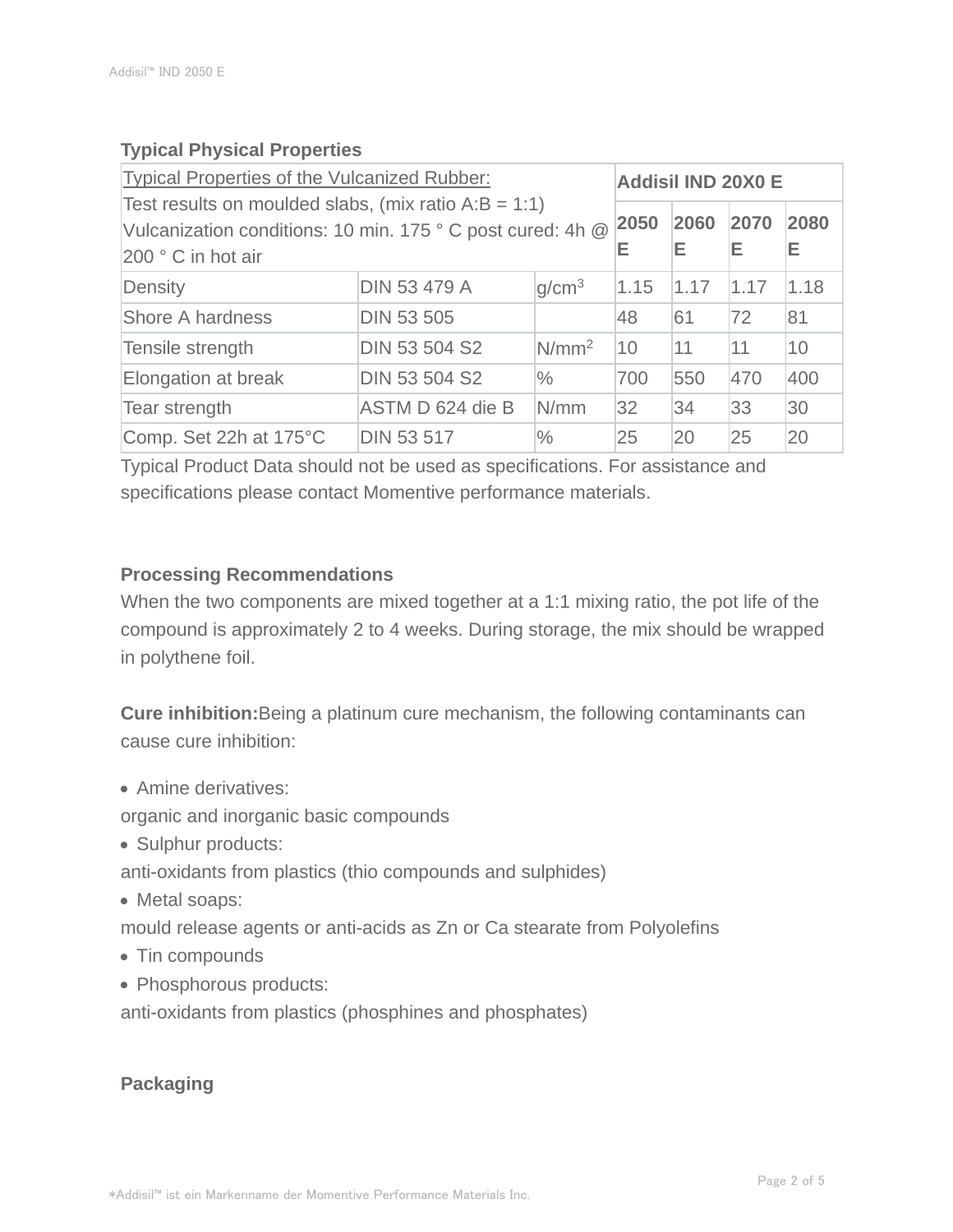## Typical Physical Properties

| Typical Properties of the Vulcanized Rubber:<br>Test results on moulded slabs, (mix ratio A:B = 1:1)<br>Vulcanization conditions: 10 min. 175 ° C post cured: 4h @ 200 ° C in hot air | | | **Addisil IND 20X0 E** | | | |
|---|---|---|---|---|---|---|
| | | | **2050 E** | **2060 E** | **2070 E** | **2080 E** |
| Density | DIN 53 479 A | g/cm$^3$ | 1.15 | 1.17 | 1.17 | 1.18 |
| Shore A hardness | DIN 53 505 | | 48 | 61 | 72 | 81 |
| Tensile strength | DIN 53 504 S2 | N/mm$^2$ | 10 | 11 | 11 | 10 |
| Elongation at break | DIN 53 504 S2 | % | 700 | 550 | 470 | 400 |
| Tear strength | ASTM D 624 die B | N/mm | 32 | 34 | 33 | 30 |
| Comp. Set 22h at 175°C | DIN 53 517 | % | 25 | 20 | 25 | 20 |

Typical Product Data should not be used as specifications. For assistance and specifications please contact Momentive performance materials.

## Processing Recommendations

When the two components are mixed together at a 1:1 mixing ratio, the pot life of the compound is approximately 2 to 4 weeks. During storage, the mix should be wrapped in polythene foil.

**Cure inhibition:** Being a platinum cure mechanism, the following contaminants can cause cure inhibition:

- Amine derivatives:

organic and inorganic basic compounds

- Sulphur products:

anti-oxidants from plastics (thio compounds and sulphides)

- Metal soaps:

mould release agents or anti-acids as Zn or Ca stearate from Polyolefins

- Tin compounds
- Phosphorous products:

anti-oxidants from plastics (phosphines and phosphates)

## Packaging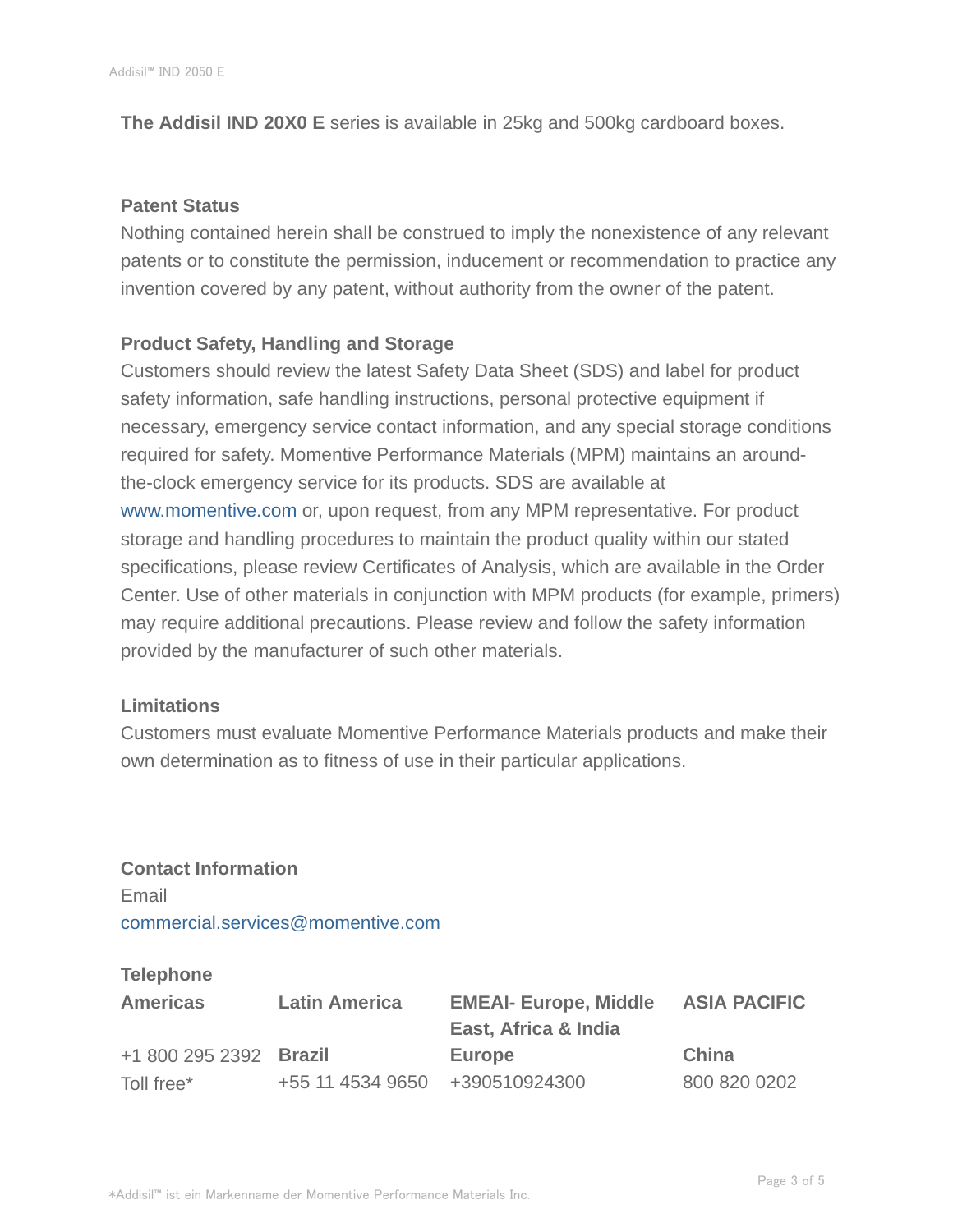**The Addisil IND 20X0 E** series is available in 25kg and 500kg cardboard boxes.

### Patent Status

Nothing contained herein shall be construed to imply the nonexistence of any relevant patents or to constitute the permission, inducement or recommendation to practice any invention covered by any patent, without authority from the owner of the patent.

### Product Safety, Handling and Storage

Customers should review the latest Safety Data Sheet (SDS) and label for product safety information, safe handling instructions, personal protective equipment if necessary, emergency service contact information, and any special storage conditions required for safety. Momentive Performance Materials (MPM) maintains an around-the-clock emergency service for its products. SDS are available at www.momentive.com or, upon request, from any MPM representative. For product storage and handling procedures to maintain the product quality within our stated specifications, please review Certificates of Analysis, which are available in the Order Center. Use of other materials in conjunction with MPM products (for example, primers) may require additional precautions. Please review and follow the safety information provided by the manufacturer of such other materials.

### Limitations

Customers must evaluate Momentive Performance Materials products and make their own determination as to fitness of use in their particular applications.

### Contact Information

Email
commercial.services@momentive.com

**Telephone**

| Americas | Latin America | EMEAI- Europe, Middle East, Africa & India | ASIA PACIFIC |
|---|---|---|---|
| +1 800 295 2392 | **Brazil** | **Europe** | **China** |
| Toll free* | +55 11 4534 9650 | +390510924300 | 800 820 0202 |

*Addisil™ ist ein Markenname der Momentive Performance Materials Inc.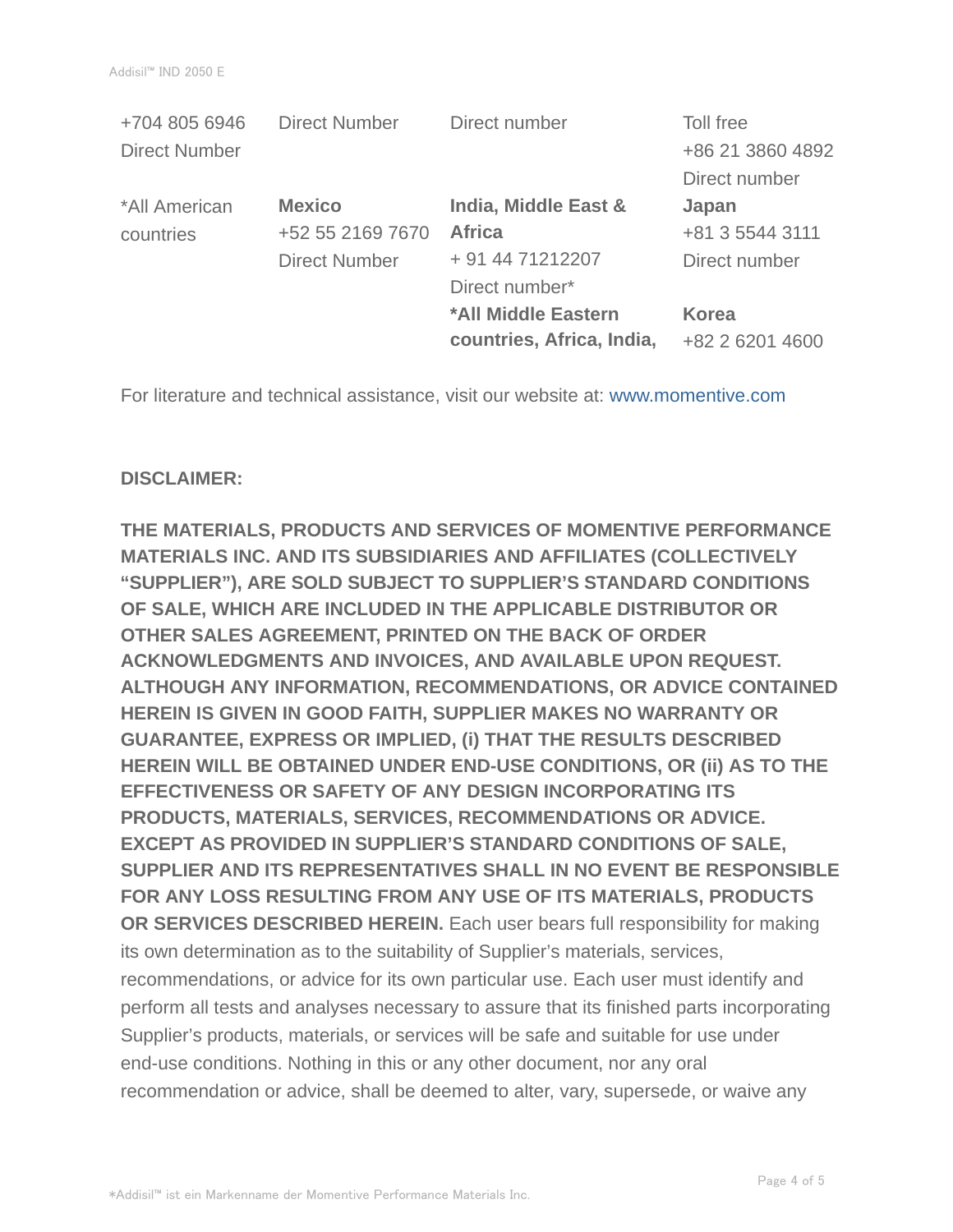| | | | |
|---|---|---|---|
| +704 805 6946<br>Direct Number | Direct Number | Direct number | Toll free<br>+86 21 3860 4892<br>Direct number |
| *All American countries | **Mexico**<br>+52 55 2169 7670<br>Direct Number | **India, Middle East & Africa**<br>+ 91 44 71212207<br>Direct number* | **Japan**<br>+81 3 5544 3111<br>Direct number |
| | | ***All Middle Eastern countries, Africa, India,** | **Korea**<br>+82 2 6201 4600 |

For literature and technical assistance, visit our website at: www.momentive.com

**DISCLAIMER:**

**THE MATERIALS, PRODUCTS AND SERVICES OF MOMENTIVE PERFORMANCE MATERIALS INC. AND ITS SUBSIDIARIES AND AFFILIATES (COLLECTIVELY "SUPPLIER"), ARE SOLD SUBJECT TO SUPPLIER'S STANDARD CONDITIONS OF SALE, WHICH ARE INCLUDED IN THE APPLICABLE DISTRIBUTOR OR OTHER SALES AGREEMENT, PRINTED ON THE BACK OF ORDER ACKNOWLEDGMENTS AND INVOICES, AND AVAILABLE UPON REQUEST. ALTHOUGH ANY INFORMATION, RECOMMENDATIONS, OR ADVICE CONTAINED HEREIN IS GIVEN IN GOOD FAITH, SUPPLIER MAKES NO WARRANTY OR GUARANTEE, EXPRESS OR IMPLIED, (i) THAT THE RESULTS DESCRIBED HEREIN WILL BE OBTAINED UNDER END-USE CONDITIONS, OR (ii) AS TO THE EFFECTIVENESS OR SAFETY OF ANY DESIGN INCORPORATING ITS PRODUCTS, MATERIALS, SERVICES, RECOMMENDATIONS OR ADVICE. EXCEPT AS PROVIDED IN SUPPLIER'S STANDARD CONDITIONS OF SALE, SUPPLIER AND ITS REPRESENTATIVES SHALL IN NO EVENT BE RESPONSIBLE FOR ANY LOSS RESULTING FROM ANY USE OF ITS MATERIALS, PRODUCTS OR SERVICES DESCRIBED HEREIN.** Each user bears full responsibility for making its own determination as to the suitability of Supplier's materials, services, recommendations, or advice for its own particular use. Each user must identify and perform all tests and analyses necessary to assure that its finished parts incorporating Supplier's products, materials, or services will be safe and suitable for use under end-use conditions. Nothing in this or any other document, nor any oral recommendation or advice, shall be deemed to alter, vary, supersede, or waive any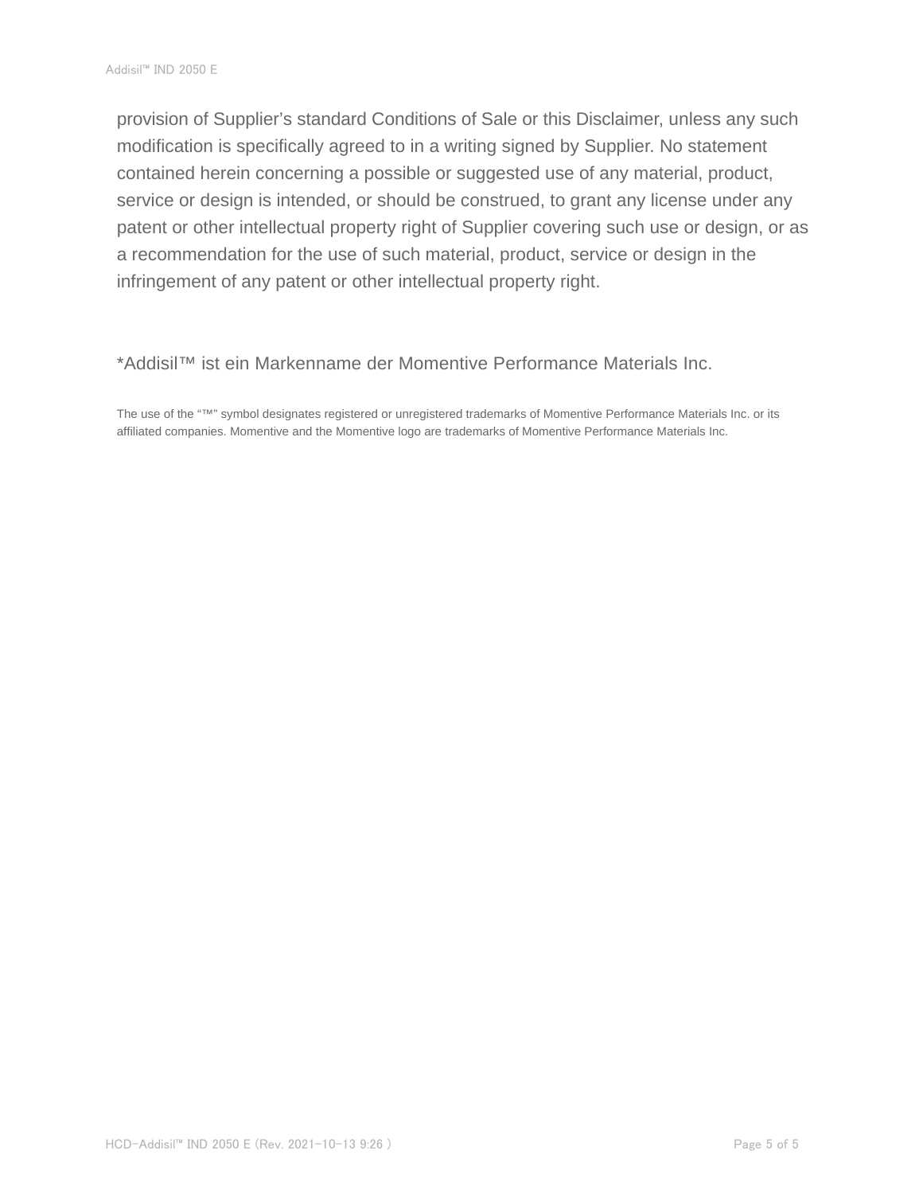provision of Supplier's standard Conditions of Sale or this Disclaimer, unless any such modification is specifically agreed to in a writing signed by Supplier. No statement contained herein concerning a possible or suggested use of any material, product, service or design is intended, or should be construed, to grant any license under any patent or other intellectual property right of Supplier covering such use or design, or as a recommendation for the use of such material, product, service or design in the infringement of any patent or other intellectual property right.

*Addisil™ ist ein Markenname der Momentive Performance Materials Inc.

The use of the "™" symbol designates registered or unregistered trademarks of Momentive Performance Materials Inc. or its affiliated companies. Momentive and the Momentive logo are trademarks of Momentive Performance Materials Inc.